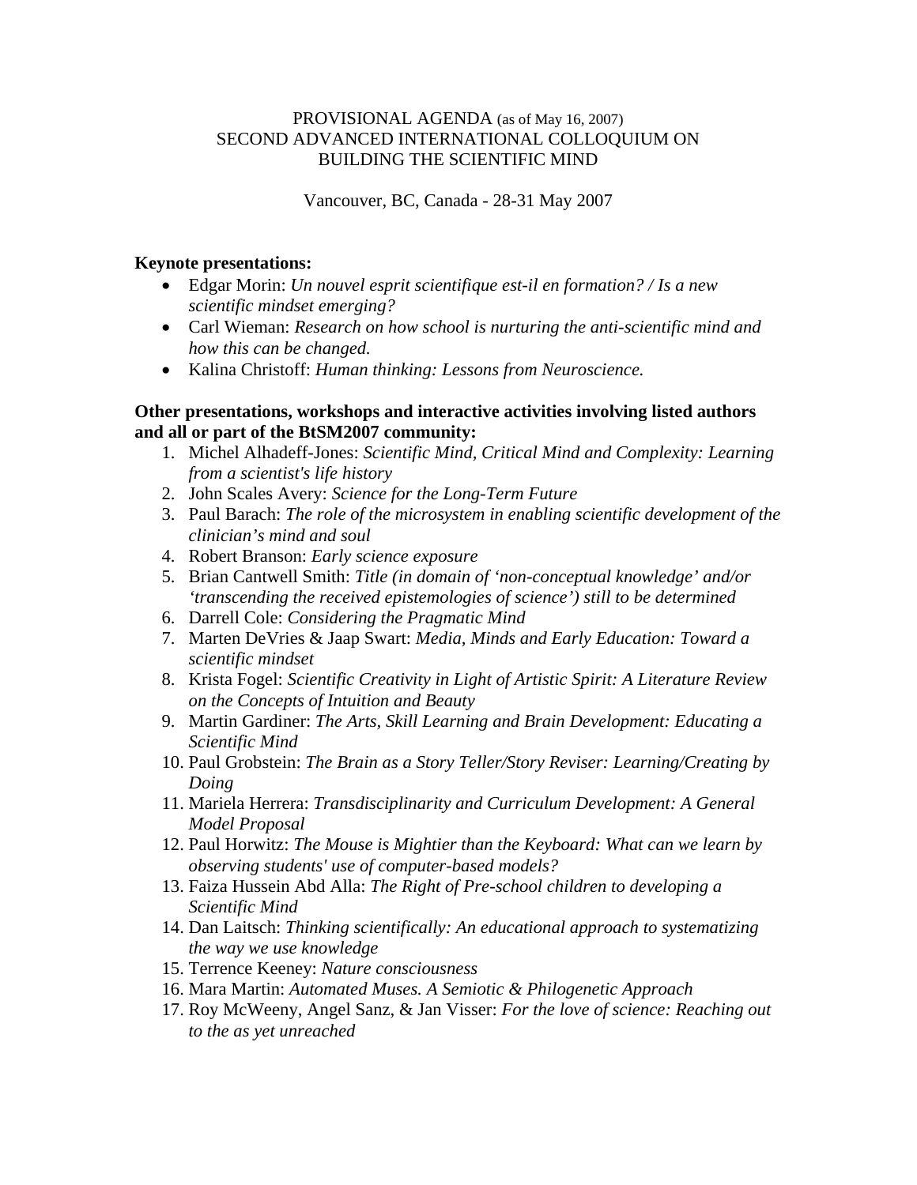PROVISIONAL AGENDA (as of May 16, 2007)
SECOND ADVANCED INTERNATIONAL COLLOQUIUM ON
BUILDING THE SCIENTIFIC MIND

Vancouver, BC, Canada - 28-31 May 2007

**Keynote presentations:**

- Edgar Morin: *Un nouvel esprit scientifique est-il en formation? / Is a new scientific mindset emerging?*
- Carl Wieman: *Research on how school is nurturing the anti-scientific mind and how this can be changed.*
- Kalina Christoff: *Human thinking: Lessons from Neuroscience.*

**Other presentations, workshops and interactive activities involving listed authors and all or part of the BtSM2007 community:**

1. Michel Alhadeff-Jones: *Scientific Mind, Critical Mind and Complexity: Learning from a scientist's life history*
2. John Scales Avery: *Science for the Long-Term Future*
3. Paul Barach: *The role of the microsystem in enabling scientific development of the clinician's mind and soul*
4. Robert Branson: *Early science exposure*
5. Brian Cantwell Smith: *Title (in domain of 'non-conceptual knowledge' and/or 'transcending the received epistemologies of science') still to be determined*
6. Darrell Cole: *Considering the Pragmatic Mind*
7. Marten DeVries & Jaap Swart: *Media, Minds and Early Education: Toward a scientific mindset*
8. Krista Fogel: *Scientific Creativity in Light of Artistic Spirit: A Literature Review on the Concepts of Intuition and Beauty*
9. Martin Gardiner: *The Arts, Skill Learning and Brain Development: Educating a Scientific Mind*
10. Paul Grobstein: *The Brain as a Story Teller/Story Reviser: Learning/Creating by Doing*
11. Mariela Herrera: *Transdisciplinarity and Curriculum Development: A General Model Proposal*
12. Paul Horwitz: *The Mouse is Mightier than the Keyboard: What can we learn by observing students' use of computer-based models?*
13. Faiza Hussein Abd Alla: *The Right of Pre-school children to developing a Scientific Mind*
14. Dan Laitsch: *Thinking scientifically: An educational approach to systematizing the way we use knowledge*
15. Terrence Keeney: *Nature consciousness*
16. Mara Martin: *Automated Muses. A Semiotic & Philogenetic Approach*
17. Roy McWeeny, Angel Sanz, & Jan Visser: *For the love of science: Reaching out to the as yet unreached*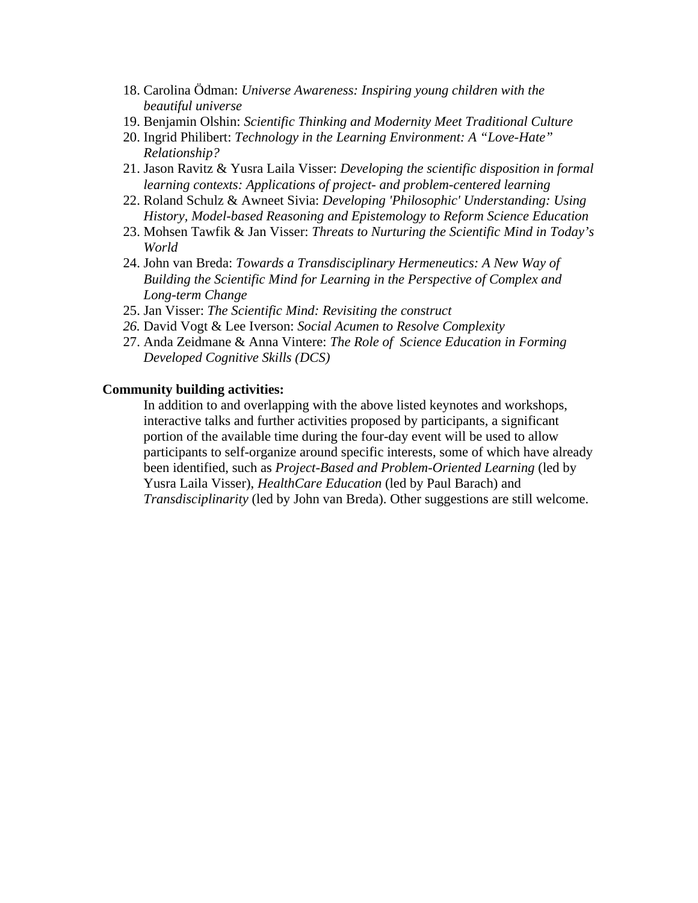18. Carolina Ödman: *Universe Awareness: Inspiring young children with the beautiful universe*
19. Benjamin Olshin: *Scientific Thinking and Modernity Meet Traditional Culture*
20. Ingrid Philibert: *Technology in the Learning Environment: A "Love-Hate" Relationship?*
21. Jason Ravitz & Yusra Laila Visser: *Developing the scientific disposition in formal learning contexts: Applications of project- and problem-centered learning*
22. Roland Schulz & Awneet Sivia: *Developing 'Philosophic' Understanding: Using History, Model-based Reasoning and Epistemology to Reform Science Education*
23. Mohsen Tawfik & Jan Visser: *Threats to Nurturing the Scientific Mind in Today's World*
24. John van Breda: *Towards a Transdisciplinary Hermeneutics: A New Way of Building the Scientific Mind for Learning in the Perspective of Complex and Long-term Change*
25. Jan Visser: *The Scientific Mind: Revisiting the construct*
26. David Vogt & Lee Iverson: *Social Acumen to Resolve Complexity*
27. Anda Zeidmane & Anna Vintere: *The Role of Science Education in Forming Developed Cognitive Skills (DCS)*

**Community building activities:**

In addition to and overlapping with the above listed keynotes and workshops, interactive talks and further activities proposed by participants, a significant portion of the available time during the four-day event will be used to allow participants to self-organize around specific interests, some of which have already been identified, such as *Project-Based and Problem-Oriented Learning* (led by Yusra Laila Visser), *HealthCare Education* (led by Paul Barach) and *Transdisciplinarity* (led by John van Breda). Other suggestions are still welcome.